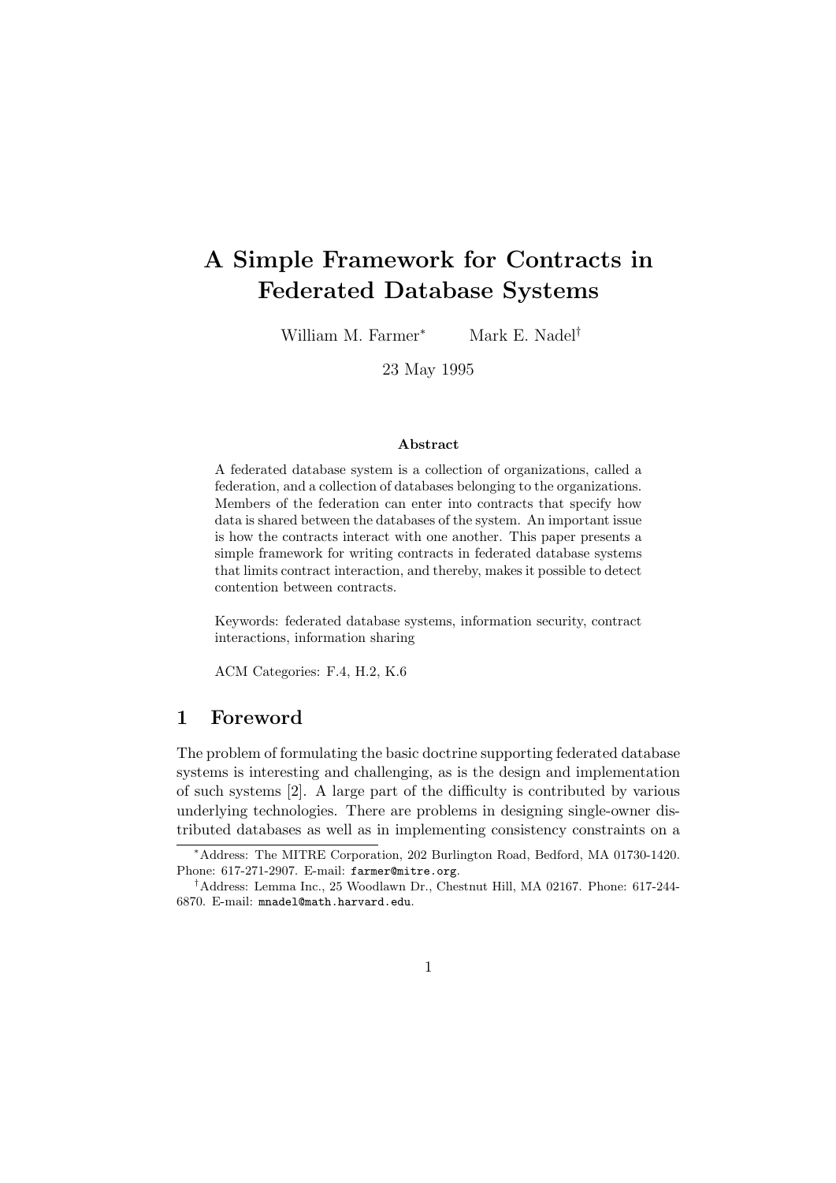# A Simple Framework for Contracts in Federated Database Systems

William M. Farmer[*] Mark E. Nadel[†]

23 May 1995

**Abstract**

A federated database system is a collection of organizations, called a federation, and a collection of databases belonging to the organizations. Members of the federation can enter into contracts that specify how data is shared between the databases of the system. An important issue is how the contracts interact with one another. This paper presents a simple framework for writing contracts in federated database systems that limits contract interaction, and thereby, makes it possible to detect contention between contracts.

Keywords: federated database systems, information security, contract interactions, information sharing

ACM Categories: F.4, H.2, K.6

## 1 Foreword

The problem of formulating the basic doctrine supporting federated database systems is interesting and challenging, as is the design and implementation of such systems [2]. A large part of the difficulty is contributed by various underlying technologies. There are problems in designing single-owner distributed databases as well as in implementing consistency constraints on a

---

[*] Address: The MITRE Corporation, 202 Burlington Road, Bedford, MA 01730-1420. Phone: 617-271-2907. E-mail: `farmer@mitre.org`.

[†] Address: Lemma Inc., 25 Woodlawn Dr., Chestnut Hill, MA 02167. Phone: 617-244-6870. E-mail: `mnadel@math.harvard.edu`.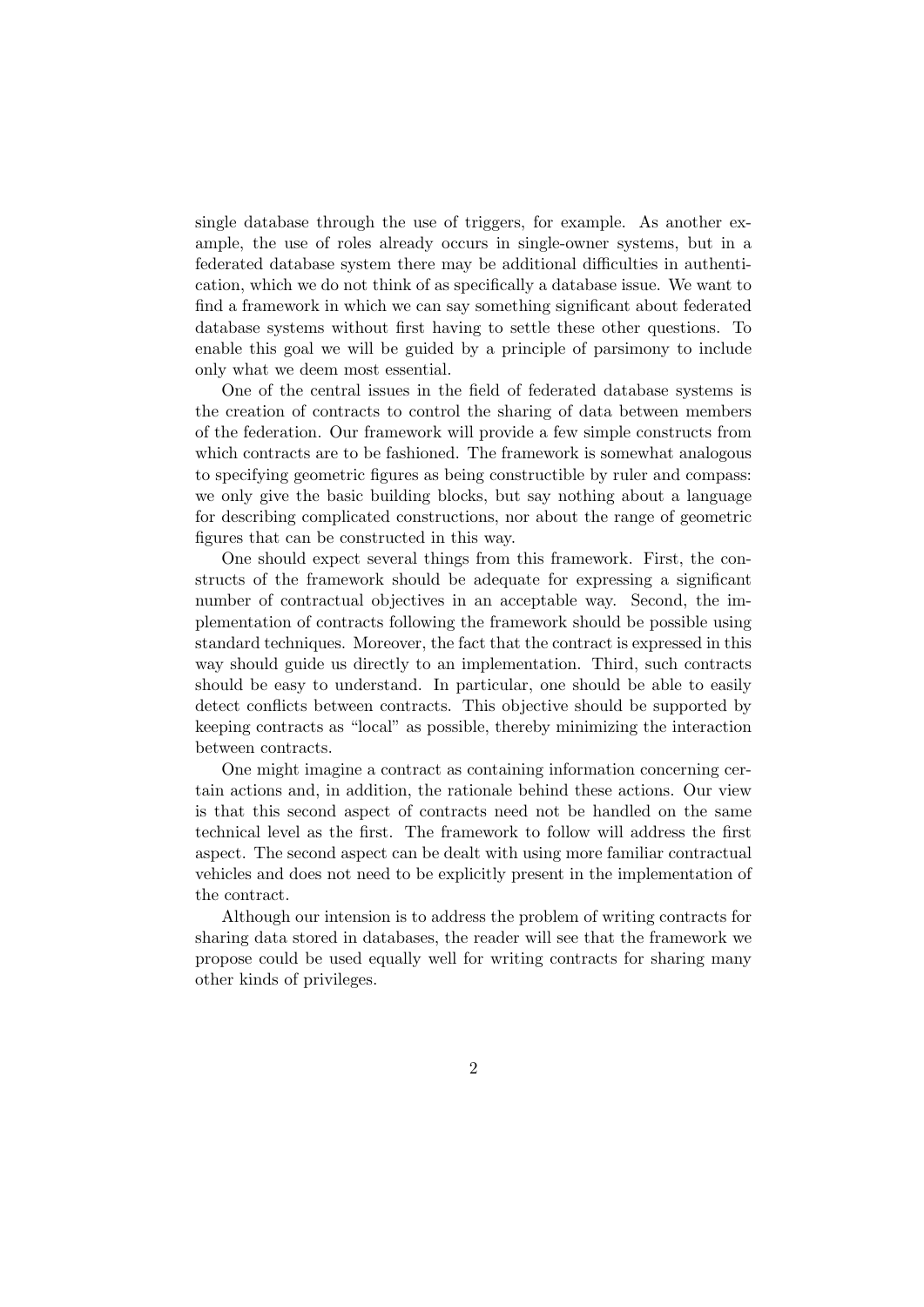single database through the use of triggers, for example. As another example, the use of roles already occurs in single-owner systems, but in a federated database system there may be additional difficulties in authentication, which we do not think of as specifically a database issue. We want to find a framework in which we can say something significant about federated database systems without first having to settle these other questions. To enable this goal we will be guided by a principle of parsimony to include only what we deem most essential.

One of the central issues in the field of federated database systems is the creation of contracts to control the sharing of data between members of the federation. Our framework will provide a few simple constructs from which contracts are to be fashioned. The framework is somewhat analogous to specifying geometric figures as being constructible by ruler and compass: we only give the basic building blocks, but say nothing about a language for describing complicated constructions, nor about the range of geometric figures that can be constructed in this way.

One should expect several things from this framework. First, the constructs of the framework should be adequate for expressing a significant number of contractual objectives in an acceptable way. Second, the implementation of contracts following the framework should be possible using standard techniques. Moreover, the fact that the contract is expressed in this way should guide us directly to an implementation. Third, such contracts should be easy to understand. In particular, one should be able to easily detect conflicts between contracts. This objective should be supported by keeping contracts as "local" as possible, thereby minimizing the interaction between contracts.

One might imagine a contract as containing information concerning certain actions and, in addition, the rationale behind these actions. Our view is that this second aspect of contracts need not be handled on the same technical level as the first. The framework to follow will address the first aspect. The second aspect can be dealt with using more familiar contractual vehicles and does not need to be explicitly present in the implementation of the contract.

Although our intension is to address the problem of writing contracts for sharing data stored in databases, the reader will see that the framework we propose could be used equally well for writing contracts for sharing many other kinds of privileges.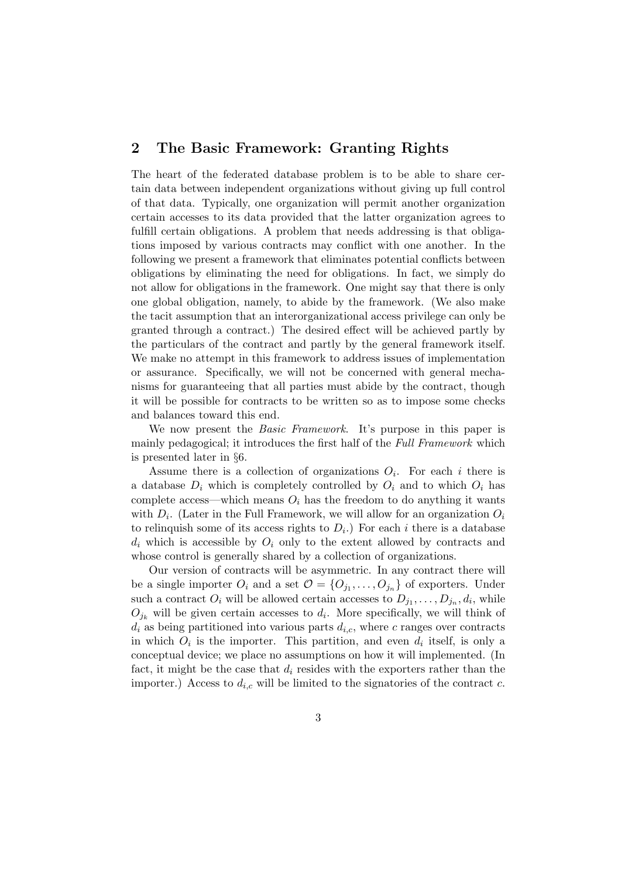## 2 The Basic Framework: Granting Rights

The heart of the federated database problem is to be able to share certain data between independent organizations without giving up full control of that data. Typically, one organization will permit another organization certain accesses to its data provided that the latter organization agrees to fulfill certain obligations. A problem that needs addressing is that obligations imposed by various contracts may conflict with one another. In the following we present a framework that eliminates potential conflicts between obligations by eliminating the need for obligations. In fact, we simply do not allow for obligations in the framework. One might say that there is only one global obligation, namely, to abide by the framework. (We also make the tacit assumption that an interorganizational access privilege can only be granted through a contract.) The desired effect will be achieved partly by the particulars of the contract and partly by the general framework itself. We make no attempt in this framework to address issues of implementation or assurance. Specifically, we will not be concerned with general mechanisms for guaranteeing that all parties must abide by the contract, though it will be possible for contracts to be written so as to impose some checks and balances toward this end.

We now present the *Basic Framework*. It's purpose in this paper is mainly pedagogical; it introduces the first half of the *Full Framework* which is presented later in §6.

Assume there is a collection of organizations $O_i$. For each $i$ there is a database $D_i$ which is completely controlled by $O_i$ and to which $O_i$ has complete access—which means $O_i$ has the freedom to do anything it wants with $D_i$. (Later in the Full Framework, we will allow for an organization $O_i$ to relinquish some of its access rights to $D_i$.) For each $i$ there is a database $d_i$ which is accessible by $O_i$ only to the extent allowed by contracts and whose control is generally shared by a collection of organizations.

Our version of contracts will be asymmetric. In any contract there will be a single importer $O_i$ and a set $\mathcal{O} = \{O_{j_1}, \ldots, O_{j_n}\}$ of exporters. Under such a contract $O_i$ will be allowed certain accesses to $D_{j_1}, \ldots, D_{j_n}, d_i$, while $O_{j_k}$ will be given certain accesses to $d_i$. More specifically, we will think of $d_i$ as being partitioned into various parts $d_{i,c}$, where $c$ ranges over contracts in which $O_i$ is the importer. This partition, and even $d_i$ itself, is only a conceptual device; we place no assumptions on how it will implemented. (In fact, it might be the case that $d_i$ resides with the exporters rather than the importer.) Access to $d_{i,c}$ will be limited to the signatories of the contract $c$.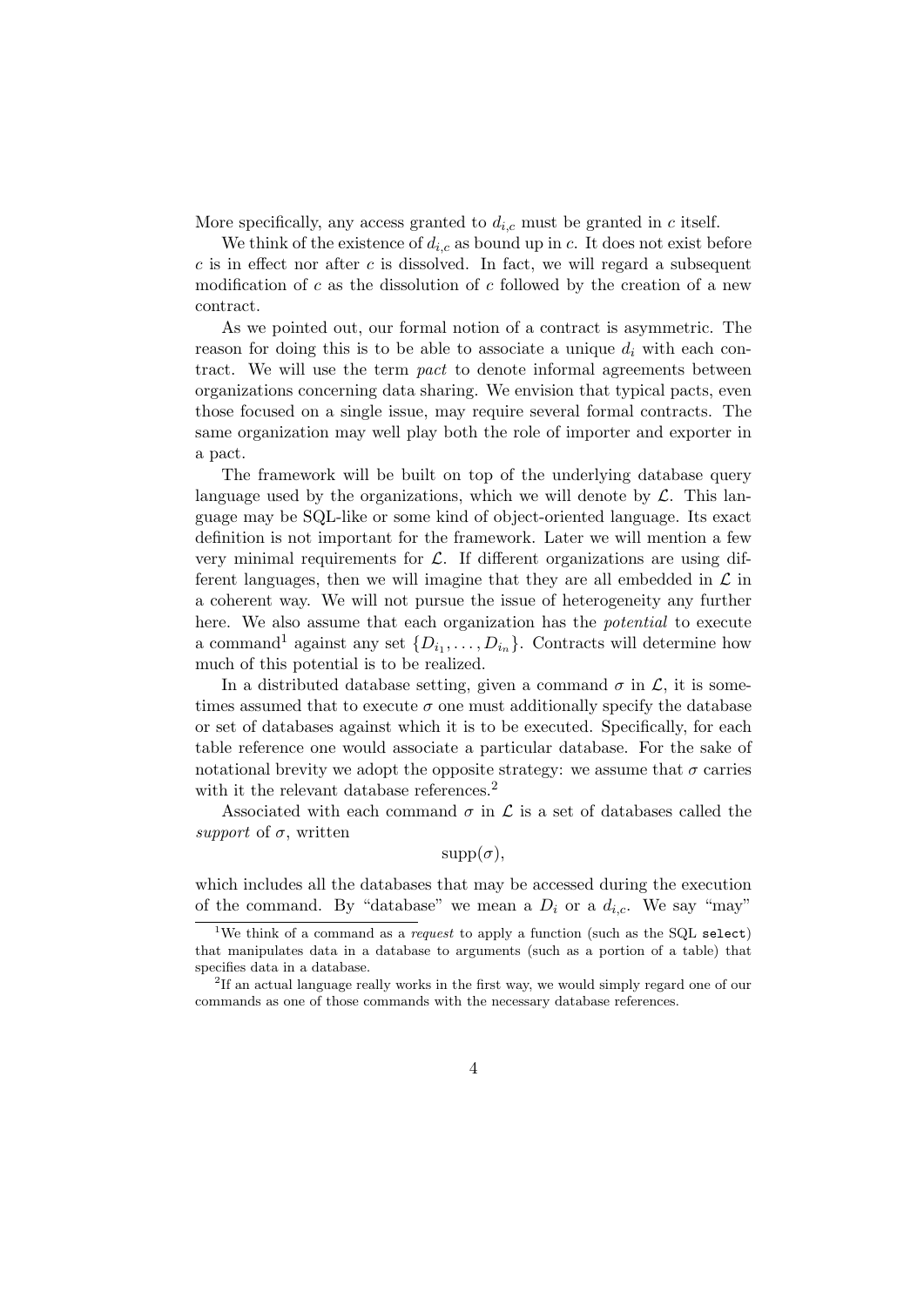More specifically, any access granted to $d_{i,c}$ must be granted in $c$ itself.

We think of the existence of $d_{i,c}$ as bound up in $c$. It does not exist before $c$ is in effect nor after $c$ is dissolved. In fact, we will regard a subsequent modification of $c$ as the dissolution of $c$ followed by the creation of a new contract.

As we pointed out, our formal notion of a contract is asymmetric. The reason for doing this is to be able to associate a unique $d_i$ with each contract. We will use the term *pact* to denote informal agreements between organizations concerning data sharing. We envision that typical pacts, even those focused on a single issue, may require several formal contracts. The same organization may well play both the role of importer and exporter in a pact.

The framework will be built on top of the underlying database query language used by the organizations, which we will denote by $\mathcal{L}$. This language may be SQL-like or some kind of object-oriented language. Its exact definition is not important for the framework. Later we will mention a few very minimal requirements for $\mathcal{L}$. If different organizations are using different languages, then we will imagine that they are all embedded in $\mathcal{L}$ in a coherent way. We will not pursue the issue of heterogeneity any further here. We also assume that each organization has the *potential* to execute a command[1] against any set $\{D_{i_1}, \ldots, D_{i_n}\}$. Contracts will determine how much of this potential is to be realized.

In a distributed database setting, given a command $\sigma$ in $\mathcal{L}$, it is sometimes assumed that to execute $\sigma$ one must additionally specify the database or set of databases against which it is to be executed. Specifically, for each table reference one would associate a particular database. For the sake of notational brevity we adopt the opposite strategy: we assume that $\sigma$ carries with it the relevant database references.[2]

Associated with each command $\sigma$ in $\mathcal{L}$ is a set of databases called the *support* of $\sigma$, written

$$\mathrm{supp}(\sigma),$$

which includes all the databases that may be accessed during the execution of the command. By "database" we mean a $D_i$ or a $d_{i,c}$. We say "may"

[1] We think of a command as a *request* to apply a function (such as the SQL `select`) that manipulates data in a database to arguments (such as a portion of a table) that specifies data in a database.

[2] If an actual language really works in the first way, we would simply regard one of our commands as one of those commands with the necessary database references.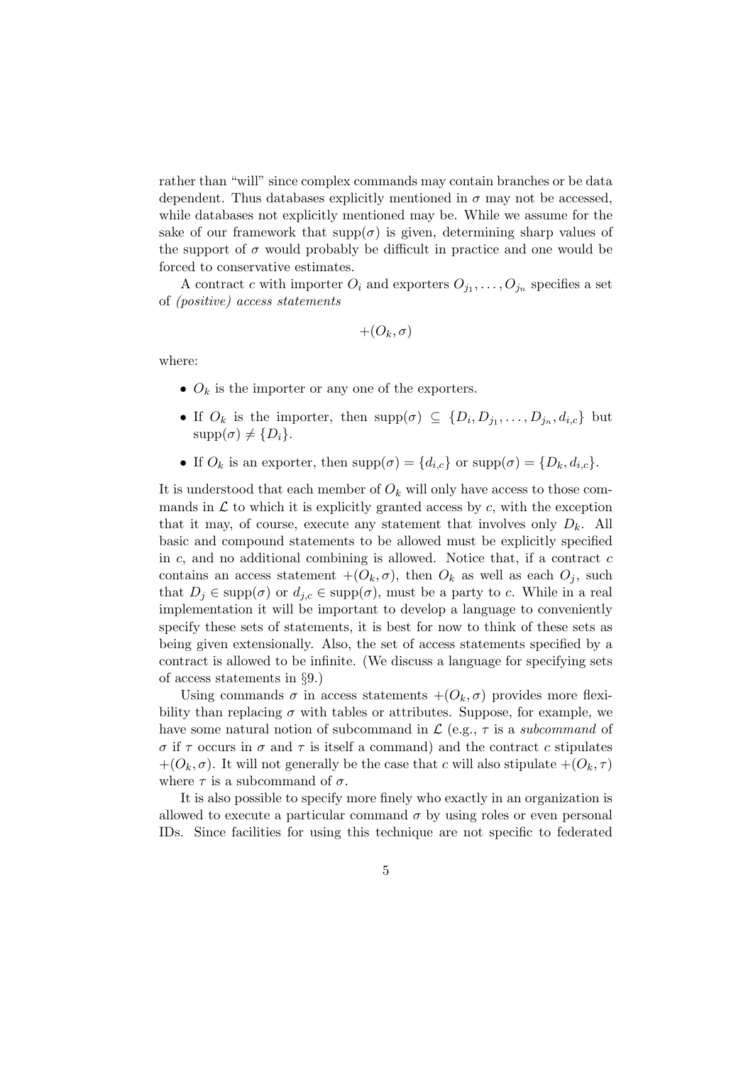rather than "will" since complex commands may contain branches or be data dependent. Thus databases explicitly mentioned in $\sigma$ may not be accessed, while databases not explicitly mentioned may be. While we assume for the sake of our framework that $\mathrm{supp}(\sigma)$ is given, determining sharp values of the support of $\sigma$ would probably be difficult in practice and one would be forced to conservative estimates.

A contract $c$ with importer $O_i$ and exporters $O_{j_1}, \ldots, O_{j_n}$ specifies a set of *(positive) access statements*

$$+(O_k, \sigma)$$

where:

- $O_k$ is the importer or any one of the exporters.
- If $O_k$ is the importer, then $\mathrm{supp}(\sigma) \subseteq \{D_i, D_{j_1}, \ldots, D_{j_n}, d_{i,c}\}$ but $\mathrm{supp}(\sigma) \neq \{D_i\}$.
- If $O_k$ is an exporter, then $\mathrm{supp}(\sigma) = \{d_{i,c}\}$ or $\mathrm{supp}(\sigma) = \{D_k, d_{i,c}\}$.

It is understood that each member of $O_k$ will only have access to those commands in $\mathcal{L}$ to which it is explicitly granted access by $c$, with the exception that it may, of course, execute any statement that involves only $D_k$. All basic and compound statements to be allowed must be explicitly specified in $c$, and no additional combining is allowed. Notice that, if a contract $c$ contains an access statement $+(O_k, \sigma)$, then $O_k$ as well as each $O_j$, such that $D_j \in \mathrm{supp}(\sigma)$ or $d_{j,c} \in \mathrm{supp}(\sigma)$, must be a party to $c$. While in a real implementation it will be important to develop a language to conveniently specify these sets of statements, it is best for now to think of these sets as being given extensionally. Also, the set of access statements specified by a contract is allowed to be infinite. (We discuss a language for specifying sets of access statements in §9.)

Using commands $\sigma$ in access statements $+(O_k, \sigma)$ provides more flexibility than replacing $\sigma$ with tables or attributes. Suppose, for example, we have some natural notion of subcommand in $\mathcal{L}$ (e.g., $\tau$ is a *subcommand* of $\sigma$ if $\tau$ occurs in $\sigma$ and $\tau$ is itself a command) and the contract $c$ stipulates $+(O_k, \sigma)$. It will not generally be the case that $c$ will also stipulate $+(O_k, \tau)$ where $\tau$ is a subcommand of $\sigma$.

It is also possible to specify more finely who exactly in an organization is allowed to execute a particular command $\sigma$ by using roles or even personal IDs. Since facilities for using this technique are not specific to federated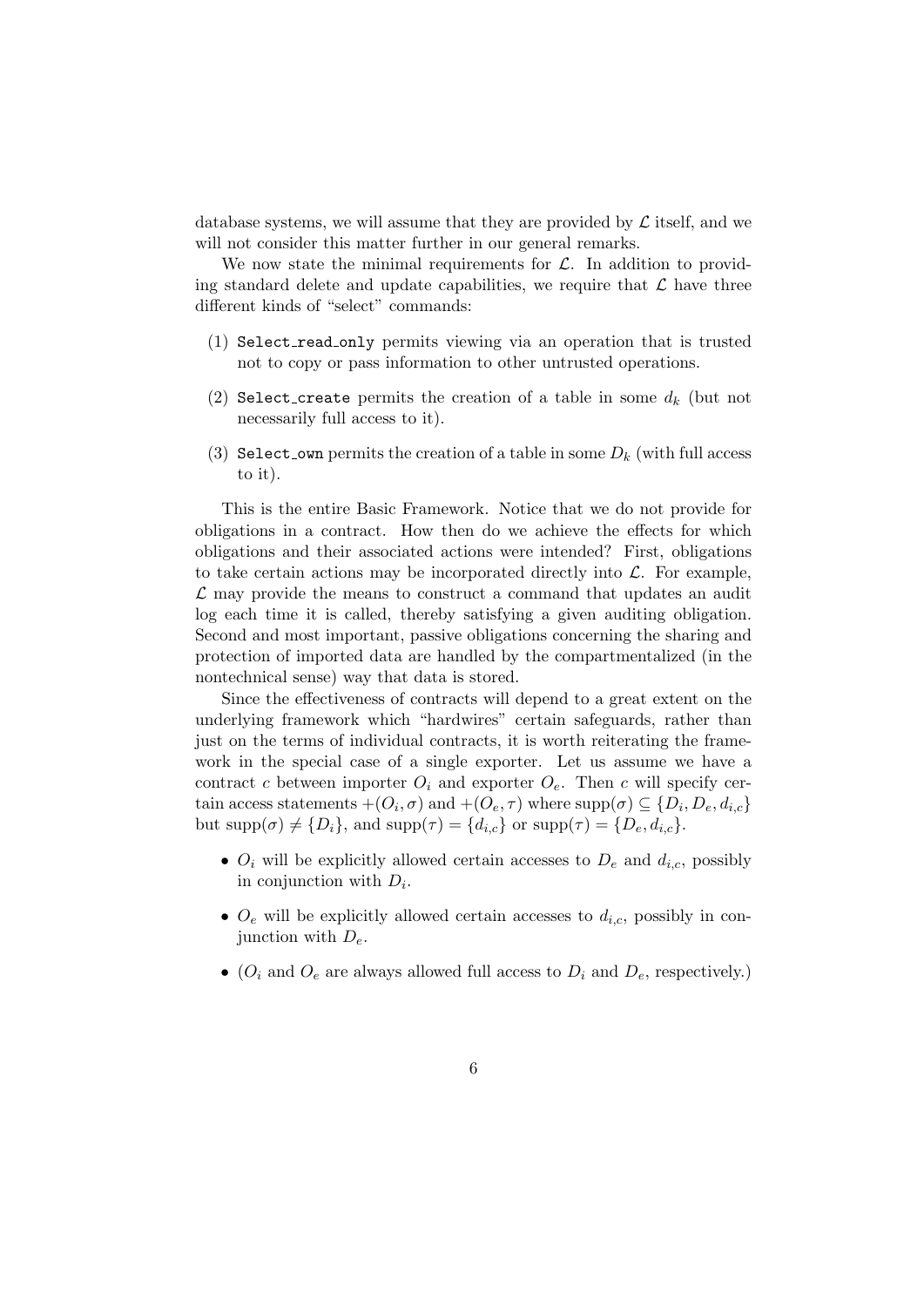database systems, we will assume that they are provided by $\mathcal{L}$ itself, and we will not consider this matter further in our general remarks.

We now state the minimal requirements for $\mathcal{L}$. In addition to providing standard delete and update capabilities, we require that $\mathcal{L}$ have three different kinds of "select" commands:

(1) `Select_read_only` permits viewing via an operation that is trusted not to copy or pass information to other untrusted operations.

(2) `Select_create` permits the creation of a table in some $d_k$ (but not necessarily full access to it).

(3) `Select_own` permits the creation of a table in some $D_k$ (with full access to it).

This is the entire Basic Framework. Notice that we do not provide for obligations in a contract. How then do we achieve the effects for which obligations and their associated actions were intended? First, obligations to take certain actions may be incorporated directly into $\mathcal{L}$. For example, $\mathcal{L}$ may provide the means to construct a command that updates an audit log each time it is called, thereby satisfying a given auditing obligation. Second and most important, passive obligations concerning the sharing and protection of imported data are handled by the compartmentalized (in the nontechnical sense) way that data is stored.

Since the effectiveness of contracts will depend to a great extent on the underlying framework which "hardwires" certain safeguards, rather than just on the terms of individual contracts, it is worth reiterating the framework in the special case of a single exporter. Let us assume we have a contract $c$ between importer $O_i$ and exporter $O_e$. Then $c$ will specify certain access statements $+(O_i, \sigma)$ and $+(O_e, \tau)$ where $\text{supp}(\sigma) \subseteq \{D_i, D_e, d_{i,c}\}$ but $\text{supp}(\sigma) \neq \{D_i\}$, and $\text{supp}(\tau) = \{d_{i,c}\}$ or $\text{supp}(\tau) = \{D_e, d_{i,c}\}$.

- $O_i$ will be explicitly allowed certain accesses to $D_e$ and $d_{i,c}$, possibly in conjunction with $D_i$.
- $O_e$ will be explicitly allowed certain accesses to $d_{i,c}$, possibly in conjunction with $D_e$.
- ($O_i$ and $O_e$ are always allowed full access to $D_i$ and $D_e$, respectively.)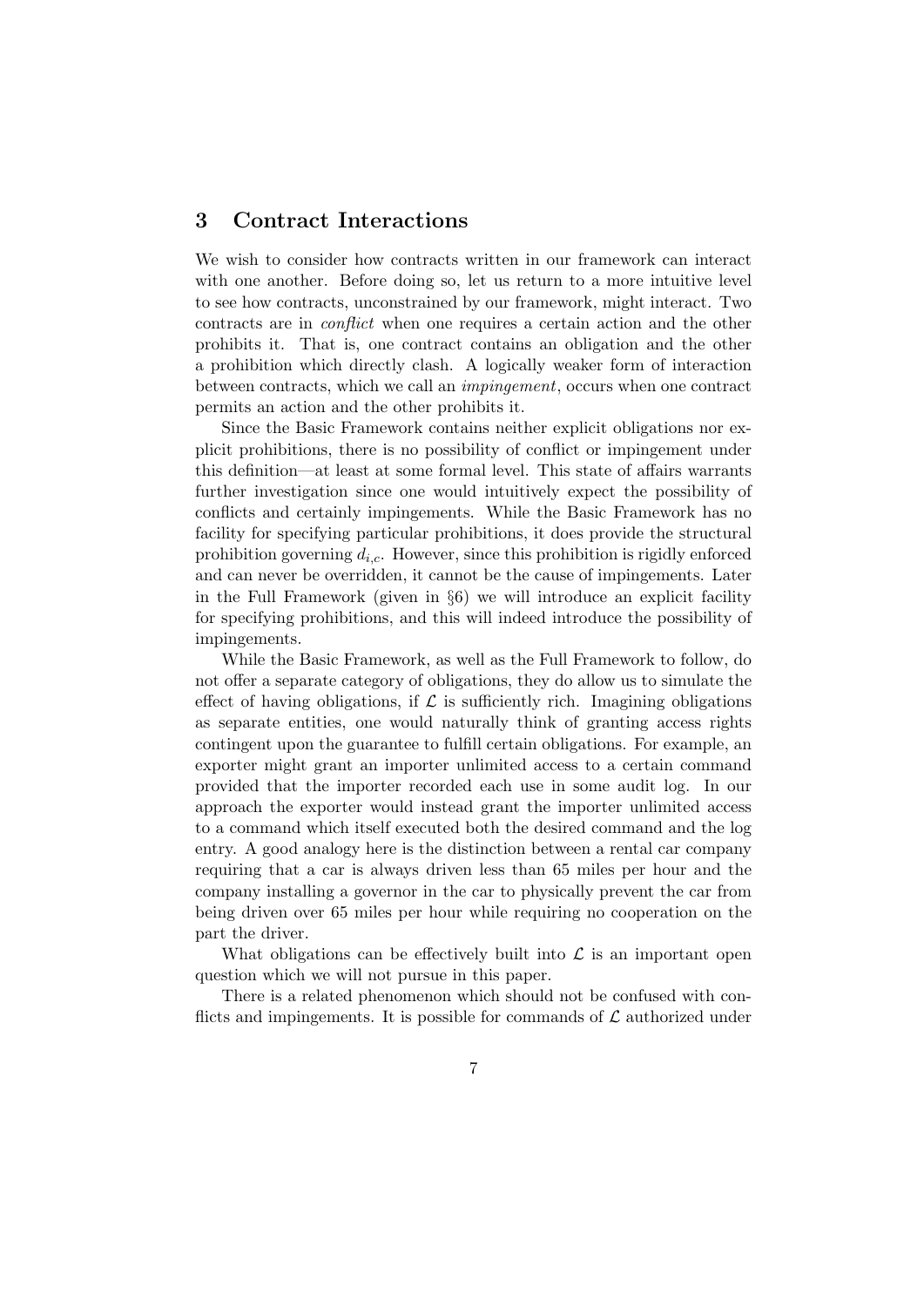## 3 Contract Interactions

We wish to consider how contracts written in our framework can interact with one another. Before doing so, let us return to a more intuitive level to see how contracts, unconstrained by our framework, might interact. Two contracts are in *conflict* when one requires a certain action and the other prohibits it. That is, one contract contains an obligation and the other a prohibition which directly clash. A logically weaker form of interaction between contracts, which we call an *impingement*, occurs when one contract permits an action and the other prohibits it.

Since the Basic Framework contains neither explicit obligations nor explicit prohibitions, there is no possibility of conflict or impingement under this definition—at least at some formal level. This state of affairs warrants further investigation since one would intuitively expect the possibility of conflicts and certainly impingements. While the Basic Framework has no facility for specifying particular prohibitions, it does provide the structural prohibition governing $d_{i,c}$. However, since this prohibition is rigidly enforced and can never be overridden, it cannot be the cause of impingements. Later in the Full Framework (given in §6) we will introduce an explicit facility for specifying prohibitions, and this will indeed introduce the possibility of impingements.

While the Basic Framework, as well as the Full Framework to follow, do not offer a separate category of obligations, they do allow us to simulate the effect of having obligations, if $\mathcal{L}$ is sufficiently rich. Imagining obligations as separate entities, one would naturally think of granting access rights contingent upon the guarantee to fulfill certain obligations. For example, an exporter might grant an importer unlimited access to a certain command provided that the importer recorded each use in some audit log. In our approach the exporter would instead grant the importer unlimited access to a command which itself executed both the desired command and the log entry. A good analogy here is the distinction between a rental car company requiring that a car is always driven less than 65 miles per hour and the company installing a governor in the car to physically prevent the car from being driven over 65 miles per hour while requiring no cooperation on the part the driver.

What obligations can be effectively built into $\mathcal{L}$ is an important open question which we will not pursue in this paper.

There is a related phenomenon which should not be confused with conflicts and impingements. It is possible for commands of $\mathcal{L}$ authorized under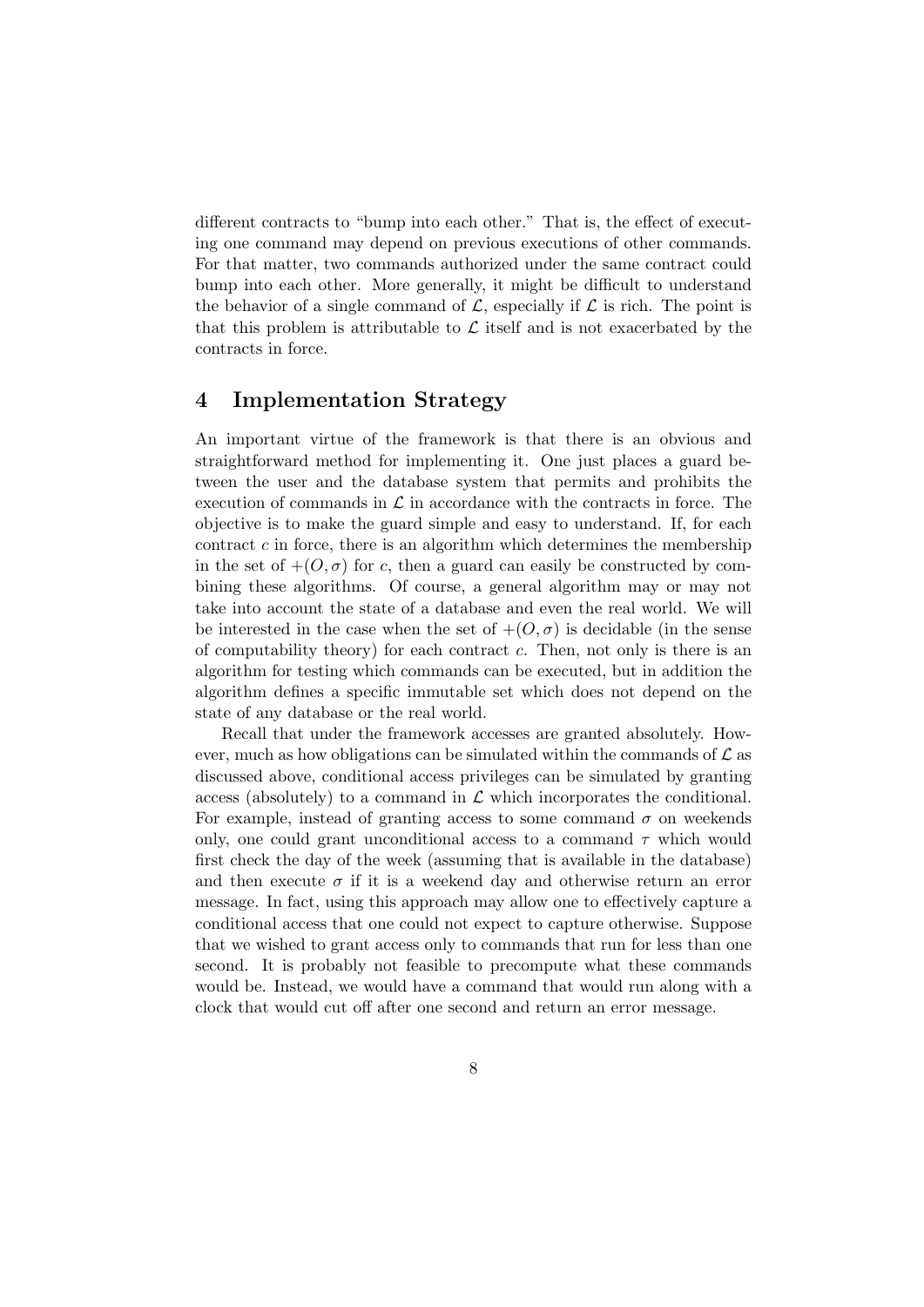different contracts to "bump into each other." That is, the effect of executing one command may depend on previous executions of other commands. For that matter, two commands authorized under the same contract could bump into each other. More generally, it might be difficult to understand the behavior of a single command of $\mathcal{L}$, especially if $\mathcal{L}$ is rich. The point is that this problem is attributable to $\mathcal{L}$ itself and is not exacerbated by the contracts in force.

# 4 Implementation Strategy

An important virtue of the framework is that there is an obvious and straightforward method for implementing it. One just places a guard between the user and the database system that permits and prohibits the execution of commands in $\mathcal{L}$ in accordance with the contracts in force. The objective is to make the guard simple and easy to understand. If, for each contract $c$ in force, there is an algorithm which determines the membership in the set of $+(O, \sigma)$ for $c$, then a guard can easily be constructed by combining these algorithms. Of course, a general algorithm may or may not take into account the state of a database and even the real world. We will be interested in the case when the set of $+(O, \sigma)$ is decidable (in the sense of computability theory) for each contract $c$. Then, not only is there is an algorithm for testing which commands can be executed, but in addition the algorithm defines a specific immutable set which does not depend on the state of any database or the real world.

Recall that under the framework accesses are granted absolutely. However, much as how obligations can be simulated within the commands of $\mathcal{L}$ as discussed above, conditional access privileges can be simulated by granting access (absolutely) to a command in $\mathcal{L}$ which incorporates the conditional. For example, instead of granting access to some command $\sigma$ on weekends only, one could grant unconditional access to a command $\tau$ which would first check the day of the week (assuming that is available in the database) and then execute $\sigma$ if it is a weekend day and otherwise return an error message. In fact, using this approach may allow one to effectively capture a conditional access that one could not expect to capture otherwise. Suppose that we wished to grant access only to commands that run for less than one second. It is probably not feasible to precompute what these commands would be. Instead, we would have a command that would run along with a clock that would cut off after one second and return an error message.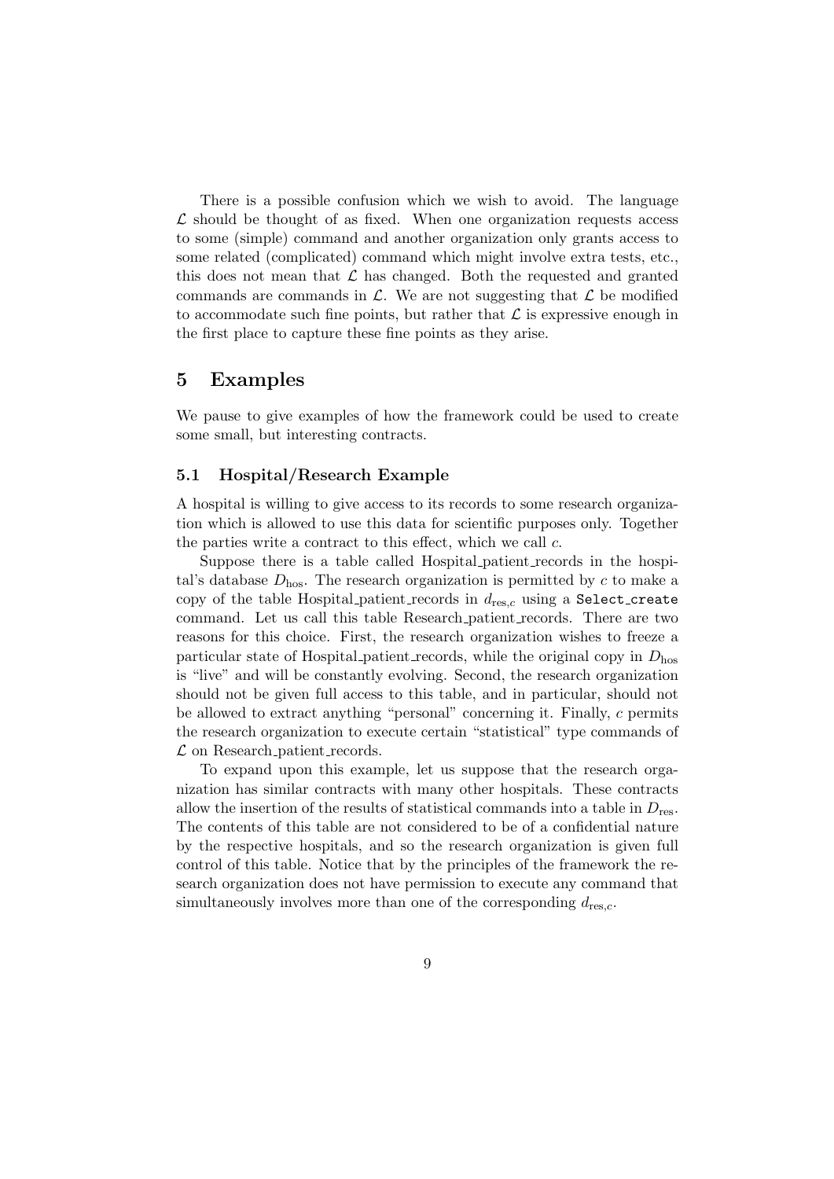There is a possible confusion which we wish to avoid. The language $\mathcal{L}$ should be thought of as fixed. When one organization requests access to some (simple) command and another organization only grants access to some related (complicated) command which might involve extra tests, etc., this does not mean that $\mathcal{L}$ has changed. Both the requested and granted commands are commands in $\mathcal{L}$. We are not suggesting that $\mathcal{L}$ be modified to accommodate such fine points, but rather that $\mathcal{L}$ is expressive enough in the first place to capture these fine points as they arise.

# 5 Examples

We pause to give examples of how the framework could be used to create some small, but interesting contracts.

## 5.1 Hospital/Research Example

A hospital is willing to give access to its records to some research organization which is allowed to use this data for scientific purposes only. Together the parties write a contract to this effect, which we call $c$.

Suppose there is a table called Hospital_patient_records in the hospital's database $D_{\text{hos}}$. The research organization is permitted by $c$ to make a copy of the table Hospital_patient_records in $d_{\text{res},c}$ using a `Select_create` command. Let us call this table Research_patient_records. There are two reasons for this choice. First, the research organization wishes to freeze a particular state of Hospital_patient_records, while the original copy in $D_{\text{hos}}$ is "live" and will be constantly evolving. Second, the research organization should not be given full access to this table, and in particular, should not be allowed to extract anything "personal" concerning it. Finally, $c$ permits the research organization to execute certain "statistical" type commands of $\mathcal{L}$ on Research_patient_records.

To expand upon this example, let us suppose that the research organization has similar contracts with many other hospitals. These contracts allow the insertion of the results of statistical commands into a table in $D_{\text{res}}$. The contents of this table are not considered to be of a confidential nature by the respective hospitals, and so the research organization is given full control of this table. Notice that by the principles of the framework the research organization does not have permission to execute any command that simultaneously involves more than one of the corresponding $d_{\text{res},c}$.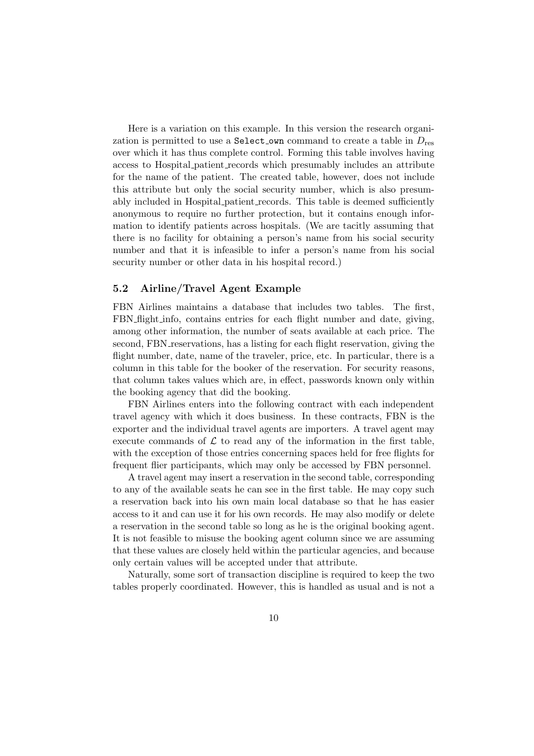Here is a variation on this example. In this version the research organization is permitted to use a `Select_own` command to create a table in $D_{\text{res}}$ over which it has thus complete control. Forming this table involves having access to Hospital_patient_records which presumably includes an attribute for the name of the patient. The created table, however, does not include this attribute but only the social security number, which is also presumably included in Hospital_patient_records. This table is deemed sufficiently anonymous to require no further protection, but it contains enough information to identify patients across hospitals. (We are tacitly assuming that there is no facility for obtaining a person's name from his social security number and that it is infeasible to infer a person's name from his social security number or other data in his hospital record.)

### 5.2 Airline/Travel Agent Example

FBN Airlines maintains a database that includes two tables. The first, FBN_flight_info, contains entries for each flight number and date, giving, among other information, the number of seats available at each price. The second, FBN_reservations, has a listing for each flight reservation, giving the flight number, date, name of the traveler, price, etc. In particular, there is a column in this table for the booker of the reservation. For security reasons, that column takes values which are, in effect, passwords known only within the booking agency that did the booking.

FBN Airlines enters into the following contract with each independent travel agency with which it does business. In these contracts, FBN is the exporter and the individual travel agents are importers. A travel agent may execute commands of $\mathcal{L}$ to read any of the information in the first table, with the exception of those entries concerning spaces held for free flights for frequent flier participants, which may only be accessed by FBN personnel.

A travel agent may insert a reservation in the second table, corresponding to any of the available seats he can see in the first table. He may copy such a reservation back into his own main local database so that he has easier access to it and can use it for his own records. He may also modify or delete a reservation in the second table so long as he is the original booking agent. It is not feasible to misuse the booking agent column since we are assuming that these values are closely held within the particular agencies, and because only certain values will be accepted under that attribute.

Naturally, some sort of transaction discipline is required to keep the two tables properly coordinated. However, this is handled as usual and is not a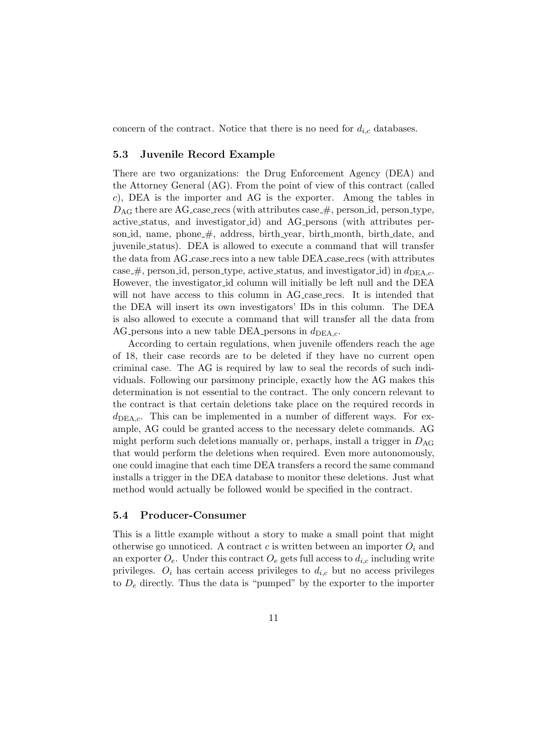concern of the contract. Notice that there is no need for $d_{i,c}$ databases.

### 5.3 Juvenile Record Example

There are two organizations: the Drug Enforcement Agency (DEA) and the Attorney General (AG). From the point of view of this contract (called $c$), DEA is the importer and AG is the exporter. Among the tables in $D_{\text{AG}}$ there are AG_case_recs (with attributes case_#, person_id, person_type, active_status, and investigator_id) and AG_persons (with attributes person_id, name, phone_#, address, birth_year, birth_month, birth_date, and juvenile_status). DEA is allowed to execute a command that will transfer the data from AG_case_recs into a new table DEA_case_recs (with attributes case_#, person_id, person_type, active_status, and investigator_id) in $d_{\text{DEA},c}$. However, the investigator_id column will initially be left null and the DEA will not have access to this column in AG_case_recs. It is intended that the DEA will insert its own investigators' IDs in this column. The DEA is also allowed to execute a command that will transfer all the data from AG_persons into a new table DEA_persons in $d_{\text{DEA},c}$.

According to certain regulations, when juvenile offenders reach the age of 18, their case records are to be deleted if they have no current open criminal case. The AG is required by law to seal the records of such individuals. Following our parsimony principle, exactly how the AG makes this determination is not essential to the contract. The only concern relevant to the contract is that certain deletions take place on the required records in $d_{\text{DEA},c}$. This can be implemented in a number of different ways. For example, AG could be granted access to the necessary delete commands. AG might perform such deletions manually or, perhaps, install a trigger in $D_{\text{AG}}$ that would perform the deletions when required. Even more autonomously, one could imagine that each time DEA transfers a record the same command installs a trigger in the DEA database to monitor these deletions. Just what method would actually be followed would be specified in the contract.

### 5.4 Producer-Consumer

This is a little example without a story to make a small point that might otherwise go unnoticed. A contract $c$ is written between an importer $O_i$ and an exporter $O_e$. Under this contract $O_e$ gets full access to $d_{i,c}$ including write privileges. $O_i$ has certain access privileges to $d_{i,c}$ but no access privileges to $D_e$ directly. Thus the data is "pumped" by the exporter to the importer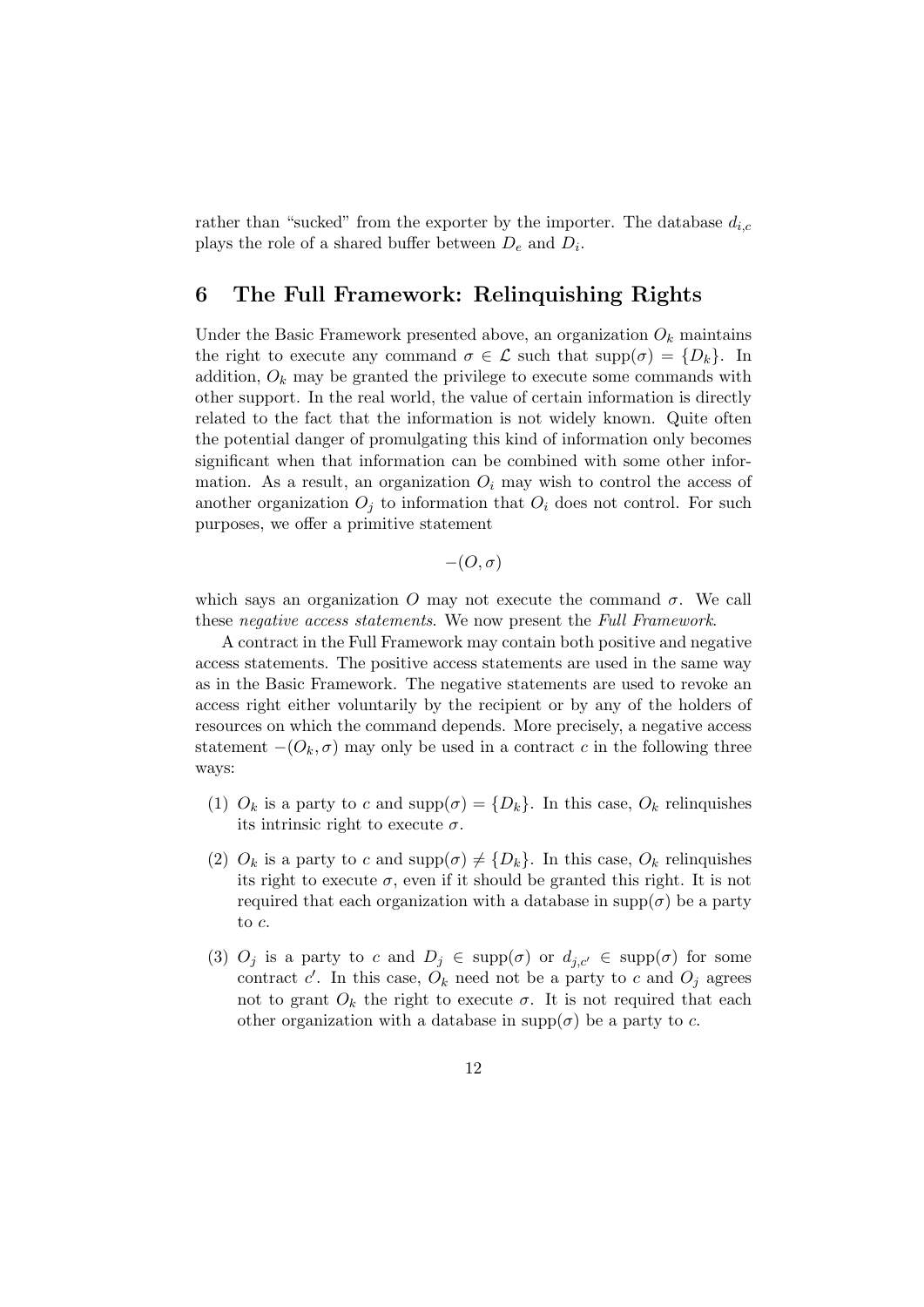rather than "sucked" from the exporter by the importer. The database $d_{i,c}$ plays the role of a shared buffer between $D_e$ and $D_i$.

## 6 The Full Framework: Relinquishing Rights

Under the Basic Framework presented above, an organization $O_k$ maintains the right to execute any command $\sigma \in \mathcal{L}$ such that $\text{supp}(\sigma) = \{D_k\}$. In addition, $O_k$ may be granted the privilege to execute some commands with other support. In the real world, the value of certain information is directly related to the fact that the information is not widely known. Quite often the potential danger of promulgating this kind of information only becomes significant when that information can be combined with some other information. As a result, an organization $O_i$ may wish to control the access of another organization $O_j$ to information that $O_i$ does not control. For such purposes, we offer a primitive statement

$$-(O, \sigma)$$

which says an organization $O$ may not execute the command $\sigma$. We call these *negative access statements*. We now present the *Full Framework*.

A contract in the Full Framework may contain both positive and negative access statements. The positive access statements are used in the same way as in the Basic Framework. The negative statements are used to revoke an access right either voluntarily by the recipient or by any of the holders of resources on which the command depends. More precisely, a negative access statement $-(O_k, \sigma)$ may only be used in a contract $c$ in the following three ways:

(1) $O_k$ is a party to $c$ and $\text{supp}(\sigma) = \{D_k\}$. In this case, $O_k$ relinquishes its intrinsic right to execute $\sigma$.

(2) $O_k$ is a party to $c$ and $\text{supp}(\sigma) \neq \{D_k\}$. In this case, $O_k$ relinquishes its right to execute $\sigma$, even if it should be granted this right. It is not required that each organization with a database in $\text{supp}(\sigma)$ be a party to $c$.

(3) $O_j$ is a party to $c$ and $D_j \in \text{supp}(\sigma)$ or $d_{j,c'} \in \text{supp}(\sigma)$ for some contract $c'$. In this case, $O_k$ need not be a party to $c$ and $O_j$ agrees not to grant $O_k$ the right to execute $\sigma$. It is not required that each other organization with a database in $\text{supp}(\sigma)$ be a party to $c$.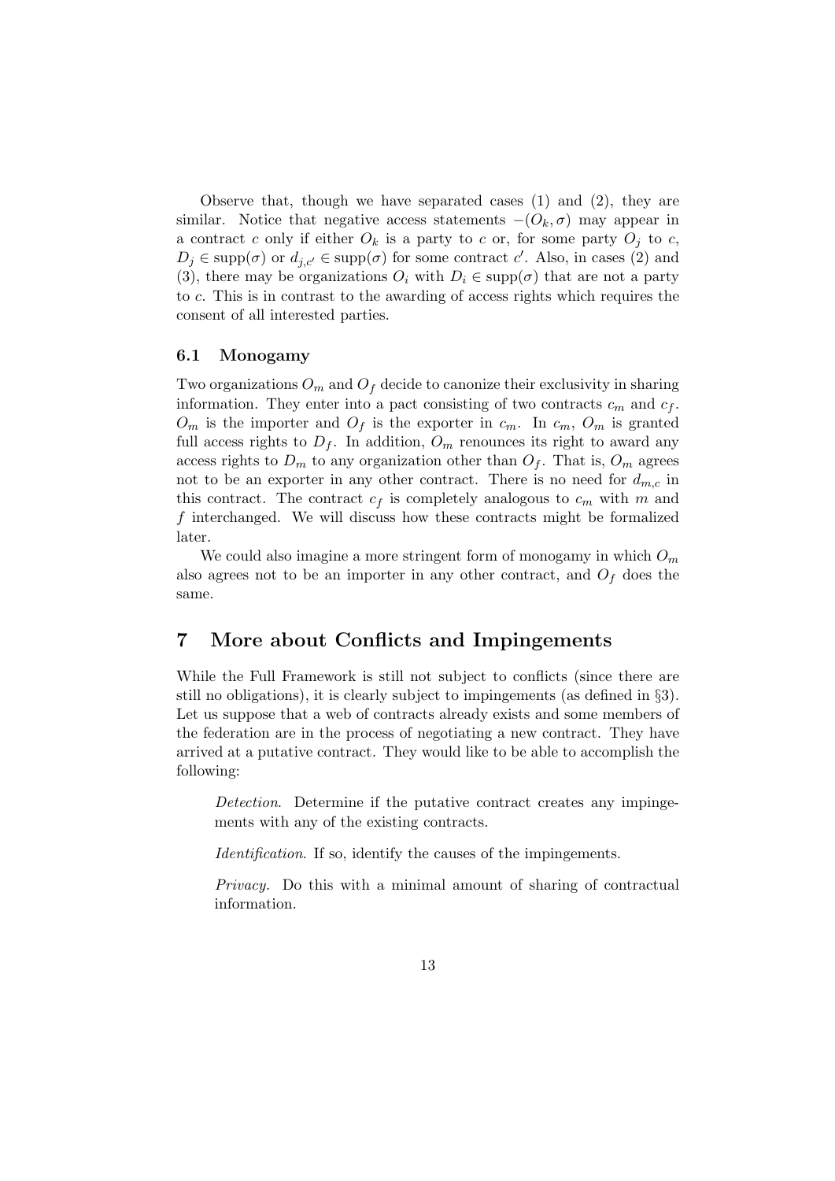Observe that, though we have separated cases (1) and (2), they are similar. Notice that negative access statements $-(O_k, \sigma)$ may appear in a contract $c$ only if either $O_k$ is a party to $c$ or, for some party $O_j$ to $c$, $D_j \in \text{supp}(\sigma)$ or $d_{j,c'} \in \text{supp}(\sigma)$ for some contract $c'$. Also, in cases (2) and (3), there may be organizations $O_i$ with $D_i \in \text{supp}(\sigma)$ that are not a party to $c$. This is in contrast to the awarding of access rights which requires the consent of all interested parties.

### 6.1 Monogamy

Two organizations $O_m$ and $O_f$ decide to canonize their exclusivity in sharing information. They enter into a pact consisting of two contracts $c_m$ and $c_f$. $O_m$ is the importer and $O_f$ is the exporter in $c_m$. In $c_m$, $O_m$ is granted full access rights to $D_f$. In addition, $O_m$ renounces its right to award any access rights to $D_m$ to any organization other than $O_f$. That is, $O_m$ agrees not to be an exporter in any other contract. There is no need for $d_{m,c}$ in this contract. The contract $c_f$ is completely analogous to $c_m$ with $m$ and $f$ interchanged. We will discuss how these contracts might be formalized later.

We could also imagine a more stringent form of monogamy in which $O_m$ also agrees not to be an importer in any other contract, and $O_f$ does the same.

## 7 More about Conflicts and Impingements

While the Full Framework is still not subject to conflicts (since there are still no obligations), it is clearly subject to impingements (as defined in §3). Let us suppose that a web of contracts already exists and some members of the federation are in the process of negotiating a new contract. They have arrived at a putative contract. They would like to be able to accomplish the following:

*Detection*. Determine if the putative contract creates any impingements with any of the existing contracts.

*Identification*. If so, identify the causes of the impingements.

*Privacy.* Do this with a minimal amount of sharing of contractual information.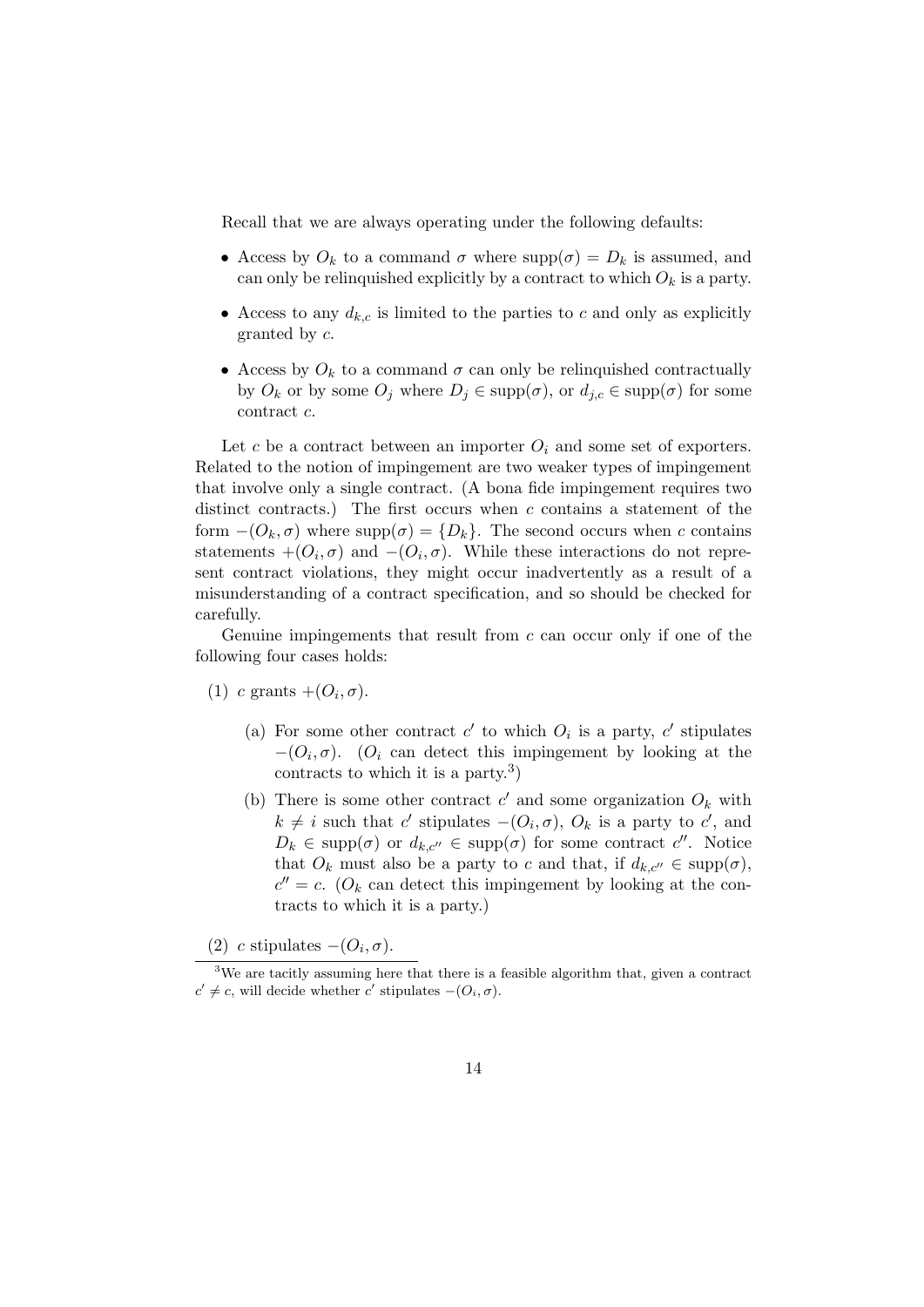Recall that we are always operating under the following defaults:

- Access by $O_k$ to a command $\sigma$ where $\text{supp}(\sigma) = D_k$ is assumed, and can only be relinquished explicitly by a contract to which $O_k$ is a party.
- Access to any $d_{k,c}$ is limited to the parties to $c$ and only as explicitly granted by $c$.
- Access by $O_k$ to a command $\sigma$ can only be relinquished contractually by $O_k$ or by some $O_j$ where $D_j \in \text{supp}(\sigma)$, or $d_{j,c} \in \text{supp}(\sigma)$ for some contract $c$.

Let $c$ be a contract between an importer $O_i$ and some set of exporters. Related to the notion of impingement are two weaker types of impingement that involve only a single contract. (A bona fide impingement requires two distinct contracts.) The first occurs when $c$ contains a statement of the form $-(O_k, \sigma)$ where $\text{supp}(\sigma) = \{D_k\}$. The second occurs when $c$ contains statements $+(O_i, \sigma)$ and $-(O_i, \sigma)$. While these interactions do not represent contract violations, they might occur inadvertently as a result of a misunderstanding of a contract specification, and so should be checked for carefully.

Genuine impingements that result from $c$ can occur only if one of the following four cases holds:

(1) $c$ grants $+(O_i, \sigma)$.

   (a) For some other contract $c'$ to which $O_i$ is a party, $c'$ stipulates $-(O_i, \sigma)$. ($O_i$ can detect this impingement by looking at the contracts to which it is a party.[3])

   (b) There is some other contract $c'$ and some organization $O_k$ with $k \neq i$ such that $c'$ stipulates $-(O_i, \sigma)$, $O_k$ is a party to $c'$, and $D_k \in \text{supp}(\sigma)$ or $d_{k,c''} \in \text{supp}(\sigma)$ for some contract $c''$. Notice that $O_k$ must also be a party to $c$ and that, if $d_{k,c''} \in \text{supp}(\sigma)$, $c'' = c$. ($O_k$ can detect this impingement by looking at the contracts to which it is a party.)

(2) $c$ stipulates $-(O_i, \sigma)$.

[3] We are tacitly assuming here that there is a feasible algorithm that, given a contract $c' \neq c$, will decide whether $c'$ stipulates $-(O_i, \sigma)$.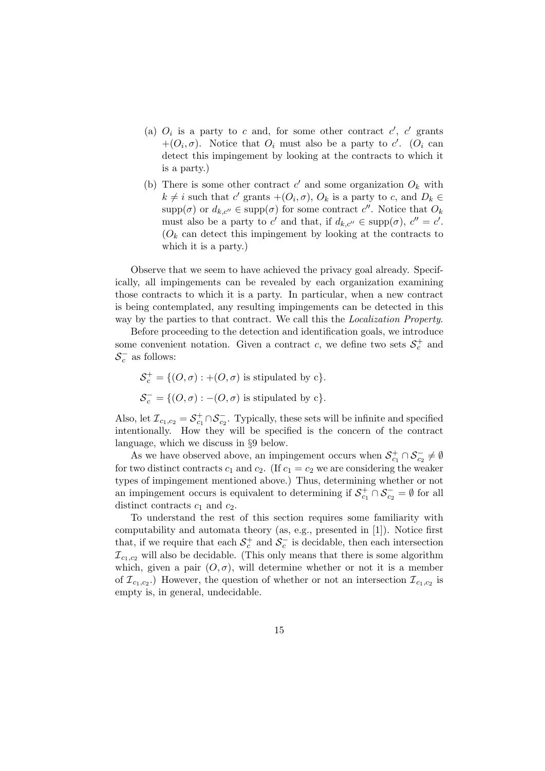(a) $O_i$ is a party to $c$ and, for some other contract $c'$, $c'$ grants $+(O_i, \sigma)$. Notice that $O_i$ must also be a party to $c'$. ($O_i$ can detect this impingement by looking at the contracts to which it is a party.)

(b) There is some other contract $c'$ and some organization $O_k$ with $k \neq i$ such that $c'$ grants $+(O_i, \sigma)$, $O_k$ is a party to $c$, and $D_k \in \text{supp}(\sigma)$ or $d_{k,c''} \in \text{supp}(\sigma)$ for some contract $c''$. Notice that $O_k$ must also be a party to $c'$ and that, if $d_{k,c''} \in \text{supp}(\sigma)$, $c'' = c'$. ($O_k$ can detect this impingement by looking at the contracts to which it is a party.)

Observe that we seem to have achieved the privacy goal already. Specifically, all impingements can be revealed by each organization examining those contracts to which it is a party. In particular, when a new contract is being contemplated, any resulting impingements can be detected in this way by the parties to that contract. We call this the *Localization Property*.

Before proceeding to the detection and identification goals, we introduce some convenient notation. Given a contract $c$, we define two sets $\mathcal{S}_c^+$ and $\mathcal{S}_c^-$ as follows:

$$\mathcal{S}_c^+ = \{(O, \sigma) : +(O, \sigma) \text{ is stipulated by c}\}.$$

$$\mathcal{S}_c^- = \{(O, \sigma) : -(O, \sigma) \text{ is stipulated by c}\}.$$

Also, let $\mathcal{I}_{c_1,c_2} = \mathcal{S}_{c_1}^+ \cap \mathcal{S}_{c_2}^-$. Typically, these sets will be infinite and specified intentionally. How they will be specified is the concern of the contract language, which we discuss in §9 below.

As we have observed above, an impingement occurs when $\mathcal{S}_{c_1}^+ \cap \mathcal{S}_{c_2}^- \neq \emptyset$ for two distinct contracts $c_1$ and $c_2$. (If $c_1 = c_2$ we are considering the weaker types of impingement mentioned above.) Thus, determining whether or not an impingement occurs is equivalent to determining if $\mathcal{S}_{c_1}^+ \cap \mathcal{S}_{c_2}^- = \emptyset$ for all distinct contracts $c_1$ and $c_2$.

To understand the rest of this section requires some familiarity with computability and automata theory (as, e.g., presented in [1]). Notice first that, if we require that each $\mathcal{S}_c^+$ and $\mathcal{S}_c^-$ is decidable, then each intersection $\mathcal{I}_{c_1,c_2}$ will also be decidable. (This only means that there is some algorithm which, given a pair $(O, \sigma)$, will determine whether or not it is a member of $\mathcal{I}_{c_1,c_2}$.) However, the question of whether or not an intersection $\mathcal{I}_{c_1,c_2}$ is empty is, in general, undecidable.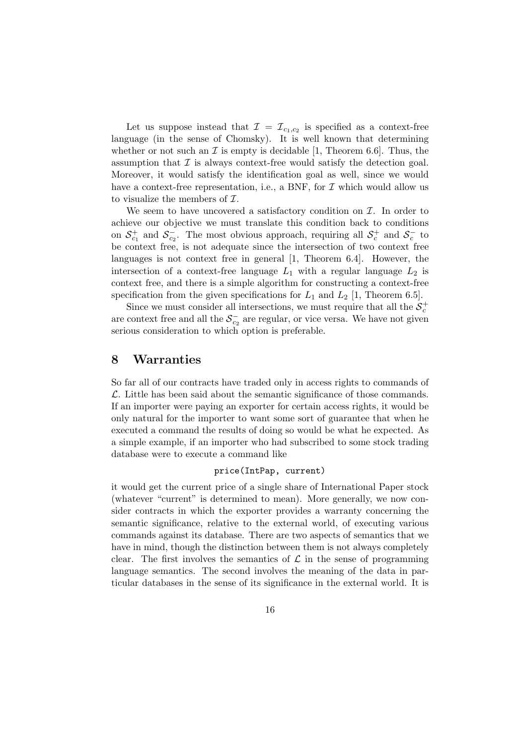Let us suppose instead that $\mathcal{I} = \mathcal{I}_{c_1,c_2}$ is specified as a context-free language (in the sense of Chomsky). It is well known that determining whether or not such an $\mathcal{I}$ is empty is decidable [1, Theorem 6.6]. Thus, the assumption that $\mathcal{I}$ is always context-free would satisfy the detection goal. Moreover, it would satisfy the identification goal as well, since we would have a context-free representation, i.e., a BNF, for $\mathcal{I}$ which would allow us to visualize the members of $\mathcal{I}$.

We seem to have uncovered a satisfactory condition on $\mathcal{I}$. In order to achieve our objective we must translate this condition back to conditions on $\mathcal{S}^+_{c_1}$ and $\mathcal{S}^-_{c_2}$. The most obvious approach, requiring all $\mathcal{S}^+_c$ and $\mathcal{S}^-_c$ to be context free, is not adequate since the intersection of two context free languages is not context free in general [1, Theorem 6.4]. However, the intersection of a context-free language $L_1$ with a regular language $L_2$ is context free, and there is a simple algorithm for constructing a context-free specification from the given specifications for $L_1$ and $L_2$ [1, Theorem 6.5].

Since we must consider all intersections, we must require that all the $\mathcal{S}^+_c$ are context free and all the $\mathcal{S}^-_{c_2}$ are regular, or vice versa. We have not given serious consideration to which option is preferable.

## 8 Warranties

So far all of our contracts have traded only in access rights to commands of $\mathcal{L}$. Little has been said about the semantic significance of those commands. If an importer were paying an exporter for certain access rights, it would be only natural for the importer to want some sort of guarantee that when he executed a command the results of doing so would be what he expected. As a simple example, if an importer who had subscribed to some stock trading database were to execute a command like

```
price(IntPap, current)
```

it would get the current price of a single share of International Paper stock (whatever "current" is determined to mean). More generally, we now consider contracts in which the exporter provides a warranty concerning the semantic significance, relative to the external world, of executing various commands against its database. There are two aspects of semantics that we have in mind, though the distinction between them is not always completely clear. The first involves the semantics of $\mathcal{L}$ in the sense of programming language semantics. The second involves the meaning of the data in particular databases in the sense of its significance in the external world. It is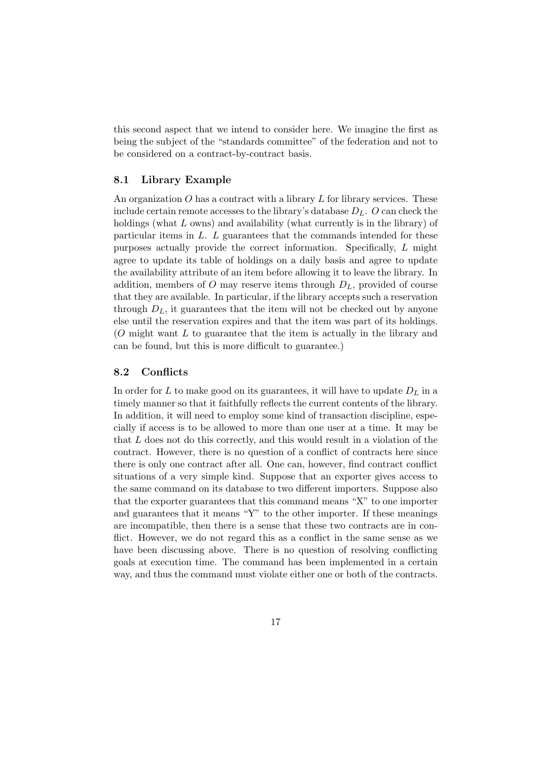this second aspect that we intend to consider here. We imagine the first as being the subject of the "standards committee" of the federation and not to be considered on a contract-by-contract basis.

### 8.1 Library Example

An organization $O$ has a contract with a library $L$ for library services. These include certain remote accesses to the library's database $D_L$. $O$ can check the holdings (what $L$ owns) and availability (what currently is in the library) of particular items in $L$. $L$ guarantees that the commands intended for these purposes actually provide the correct information. Specifically, $L$ might agree to update its table of holdings on a daily basis and agree to update the availability attribute of an item before allowing it to leave the library. In addition, members of $O$ may reserve items through $D_L$, provided of course that they are available. In particular, if the library accepts such a reservation through $D_L$, it guarantees that the item will not be checked out by anyone else until the reservation expires and that the item was part of its holdings. ($O$ might want $L$ to guarantee that the item is actually in the library and can be found, but this is more difficult to guarantee.)

### 8.2 Conflicts

In order for $L$ to make good on its guarantees, it will have to update $D_L$ in a timely manner so that it faithfully reflects the current contents of the library. In addition, it will need to employ some kind of transaction discipline, especially if access is to be allowed to more than one user at a time. It may be that $L$ does not do this correctly, and this would result in a violation of the contract. However, there is no question of a conflict of contracts here since there is only one contract after all. One can, however, find contract conflict situations of a very simple kind. Suppose that an exporter gives access to the same command on its database to two different importers. Suppose also that the exporter guarantees that this command means "X" to one importer and guarantees that it means "Y" to the other importer. If these meanings are incompatible, then there is a sense that these two contracts are in conflict. However, we do not regard this as a conflict in the same sense as we have been discussing above. There is no question of resolving conflicting goals at execution time. The command has been implemented in a certain way, and thus the command must violate either one or both of the contracts.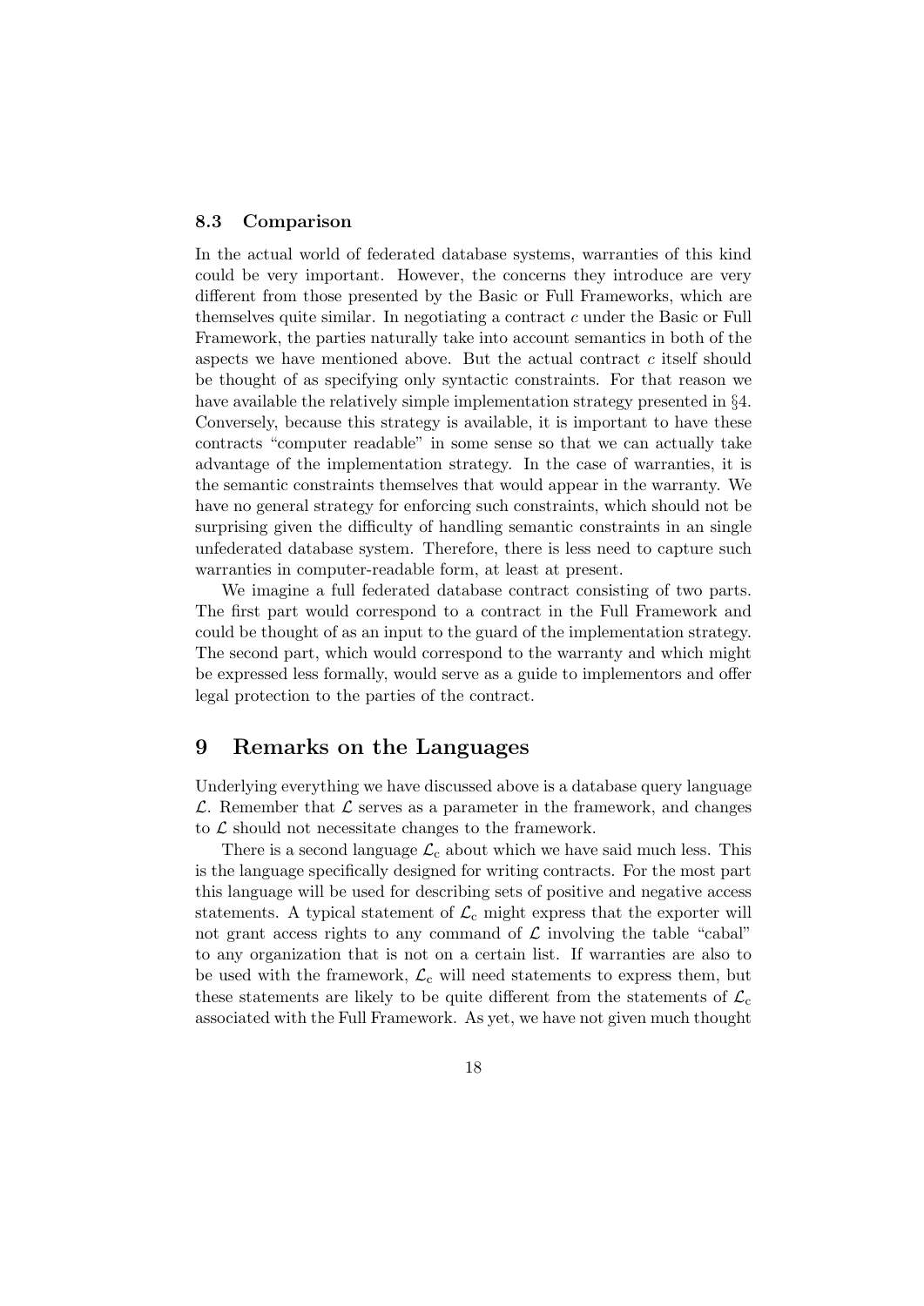### 8.3 Comparison

In the actual world of federated database systems, warranties of this kind could be very important. However, the concerns they introduce are very different from those presented by the Basic or Full Frameworks, which are themselves quite similar. In negotiating a contract $c$ under the Basic or Full Framework, the parties naturally take into account semantics in both of the aspects we have mentioned above. But the actual contract $c$ itself should be thought of as specifying only syntactic constraints. For that reason we have available the relatively simple implementation strategy presented in §4. Conversely, because this strategy is available, it is important to have these contracts "computer readable" in some sense so that we can actually take advantage of the implementation strategy. In the case of warranties, it is the semantic constraints themselves that would appear in the warranty. We have no general strategy for enforcing such constraints, which should not be surprising given the difficulty of handling semantic constraints in an single unfederated database system. Therefore, there is less need to capture such warranties in computer-readable form, at least at present.

We imagine a full federated database contract consisting of two parts. The first part would correspond to a contract in the Full Framework and could be thought of as an input to the guard of the implementation strategy. The second part, which would correspond to the warranty and which might be expressed less formally, would serve as a guide to implementors and offer legal protection to the parties of the contract.

## 9 Remarks on the Languages

Underlying everything we have discussed above is a database query language $\mathcal{L}$. Remember that $\mathcal{L}$ serves as a parameter in the framework, and changes to $\mathcal{L}$ should not necessitate changes to the framework.

There is a second language $\mathcal{L}_{\rm c}$ about which we have said much less. This is the language specifically designed for writing contracts. For the most part this language will be used for describing sets of positive and negative access statements. A typical statement of $\mathcal{L}_{\rm c}$ might express that the exporter will not grant access rights to any command of $\mathcal{L}$ involving the table "cabal" to any organization that is not on a certain list. If warranties are also to be used with the framework, $\mathcal{L}_{\rm c}$ will need statements to express them, but these statements are likely to be quite different from the statements of $\mathcal{L}_{\rm c}$ associated with the Full Framework. As yet, we have not given much thought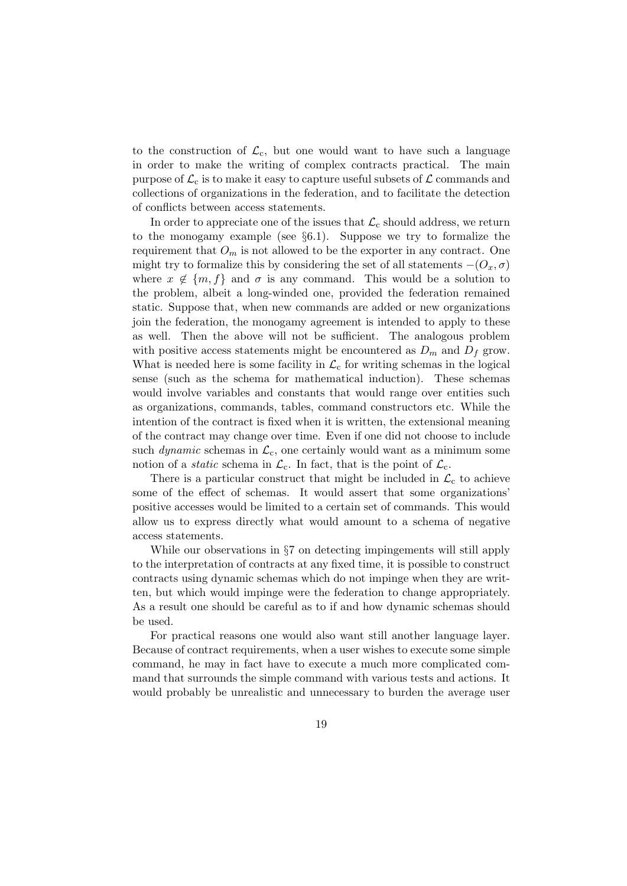to the construction of $\mathcal{L}_c$, but one would want to have such a language in order to make the writing of complex contracts practical. The main purpose of $\mathcal{L}_c$ is to make it easy to capture useful subsets of $\mathcal{L}$ commands and collections of organizations in the federation, and to facilitate the detection of conflicts between access statements.

In order to appreciate one of the issues that $\mathcal{L}_c$ should address, we return to the monogamy example (see §6.1). Suppose we try to formalize the requirement that $O_m$ is not allowed to be the exporter in any contract. One might try to formalize this by considering the set of all statements $-(O_x, \sigma)$ where $x \notin \{m, f\}$ and $\sigma$ is any command. This would be a solution to the problem, albeit a long-winded one, provided the federation remained static. Suppose that, when new commands are added or new organizations join the federation, the monogamy agreement is intended to apply to these as well. Then the above will not be sufficient. The analogous problem with positive access statements might be encountered as $D_m$ and $D_f$ grow. What is needed here is some facility in $\mathcal{L}_c$ for writing schemas in the logical sense (such as the schema for mathematical induction). These schemas would involve variables and constants that would range over entities such as organizations, commands, tables, command constructors etc. While the intention of the contract is fixed when it is written, the extensional meaning of the contract may change over time. Even if one did not choose to include such *dynamic* schemas in $\mathcal{L}_c$, one certainly would want as a minimum some notion of a *static* schema in $\mathcal{L}_c$. In fact, that is the point of $\mathcal{L}_c$.

There is a particular construct that might be included in $\mathcal{L}_c$ to achieve some of the effect of schemas. It would assert that some organizations' positive accesses would be limited to a certain set of commands. This would allow us to express directly what would amount to a schema of negative access statements.

While our observations in §7 on detecting impingements will still apply to the interpretation of contracts at any fixed time, it is possible to construct contracts using dynamic schemas which do not impinge when they are written, but which would impinge were the federation to change appropriately. As a result one should be careful as to if and how dynamic schemas should be used.

For practical reasons one would also want still another language layer. Because of contract requirements, when a user wishes to execute some simple command, he may in fact have to execute a much more complicated command that surrounds the simple command with various tests and actions. It would probably be unrealistic and unnecessary to burden the average user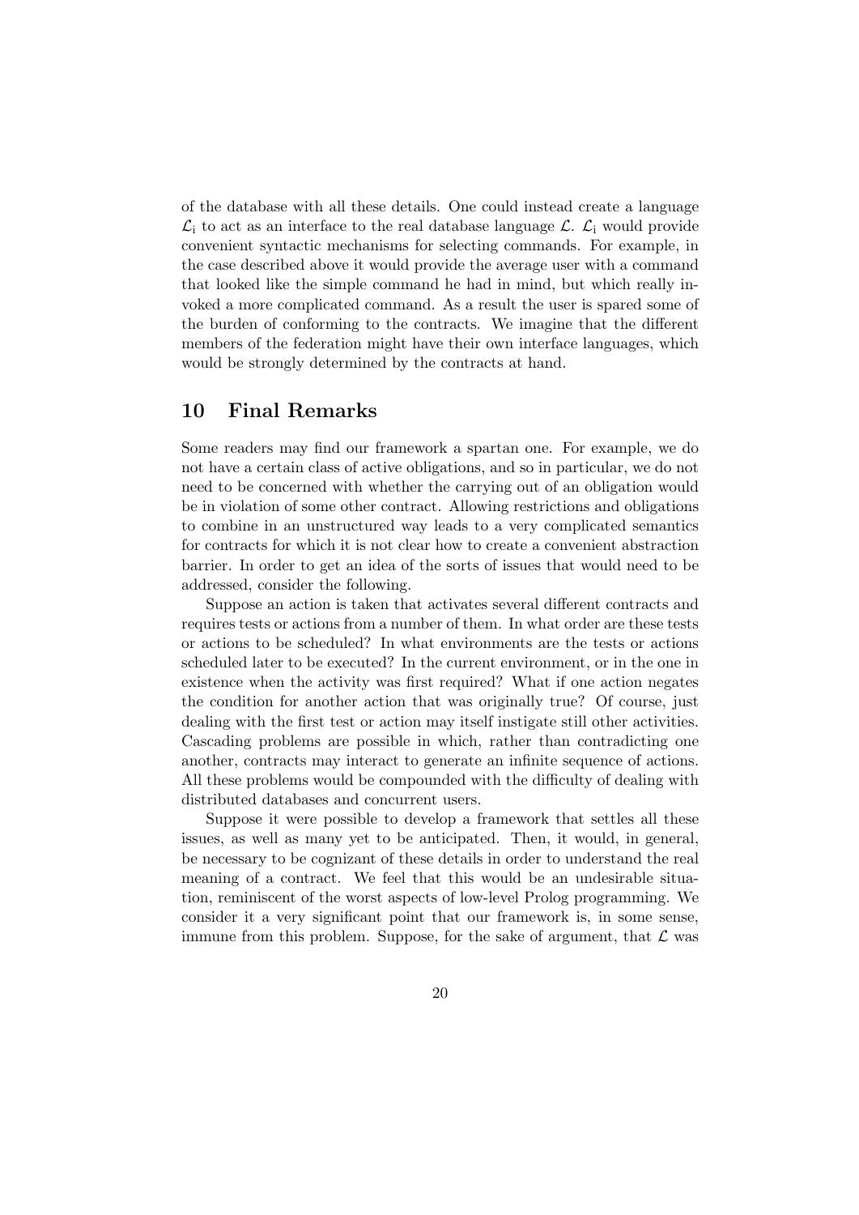of the database with all these details. One could instead create a language $\mathcal{L}_\mathrm{i}$ to act as an interface to the real database language $\mathcal{L}$. $\mathcal{L}_\mathrm{i}$ would provide convenient syntactic mechanisms for selecting commands. For example, in the case described above it would provide the average user with a command that looked like the simple command he had in mind, but which really invoked a more complicated command. As a result the user is spared some of the burden of conforming to the contracts. We imagine that the different members of the federation might have their own interface languages, which would be strongly determined by the contracts at hand.

## 10 Final Remarks

Some readers may find our framework a spartan one. For example, we do not have a certain class of active obligations, and so in particular, we do not need to be concerned with whether the carrying out of an obligation would be in violation of some other contract. Allowing restrictions and obligations to combine in an unstructured way leads to a very complicated semantics for contracts for which it is not clear how to create a convenient abstraction barrier. In order to get an idea of the sorts of issues that would need to be addressed, consider the following.

Suppose an action is taken that activates several different contracts and requires tests or actions from a number of them. In what order are these tests or actions to be scheduled? In what environments are the tests or actions scheduled later to be executed? In the current environment, or in the one in existence when the activity was first required? What if one action negates the condition for another action that was originally true? Of course, just dealing with the first test or action may itself instigate still other activities. Cascading problems are possible in which, rather than contradicting one another, contracts may interact to generate an infinite sequence of actions. All these problems would be compounded with the difficulty of dealing with distributed databases and concurrent users.

Suppose it were possible to develop a framework that settles all these issues, as well as many yet to be anticipated. Then, it would, in general, be necessary to be cognizant of these details in order to understand the real meaning of a contract. We feel that this would be an undesirable situation, reminiscent of the worst aspects of low-level Prolog programming. We consider it a very significant point that our framework is, in some sense, immune from this problem. Suppose, for the sake of argument, that $\mathcal{L}$ was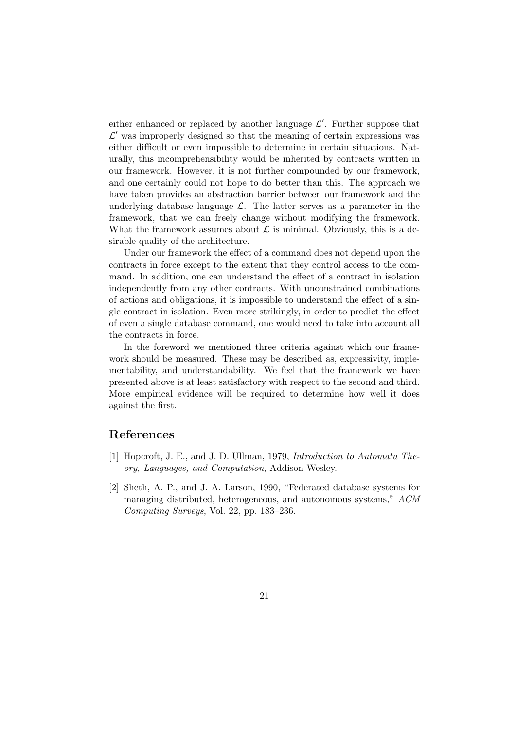either enhanced or replaced by another language $\mathcal{L}'$. Further suppose that $\mathcal{L}'$ was improperly designed so that the meaning of certain expressions was either difficult or even impossible to determine in certain situations. Naturally, this incomprehensibility would be inherited by contracts written in our framework. However, it is not further compounded by our framework, and one certainly could not hope to do better than this. The approach we have taken provides an abstraction barrier between our framework and the underlying database language $\mathcal{L}$. The latter serves as a parameter in the framework, that we can freely change without modifying the framework. What the framework assumes about $\mathcal{L}$ is minimal. Obviously, this is a desirable quality of the architecture.

Under our framework the effect of a command does not depend upon the contracts in force except to the extent that they control access to the command. In addition, one can understand the effect of a contract in isolation independently from any other contracts. With unconstrained combinations of actions and obligations, it is impossible to understand the effect of a single contract in isolation. Even more strikingly, in order to predict the effect of even a single database command, one would need to take into account all the contracts in force.

In the foreword we mentioned three criteria against which our framework should be measured. These may be described as, expressivity, implementability, and understandability. We feel that the framework we have presented above is at least satisfactory with respect to the second and third. More empirical evidence will be required to determine how well it does against the first.

## References

[1] Hopcroft, J. E., and J. D. Ullman, 1979, *Introduction to Automata Theory, Languages, and Computation*, Addison-Wesley.

[2] Sheth, A. P., and J. A. Larson, 1990, "Federated database systems for managing distributed, heterogeneous, and autonomous systems," *ACM Computing Surveys*, Vol. 22, pp. 183–236.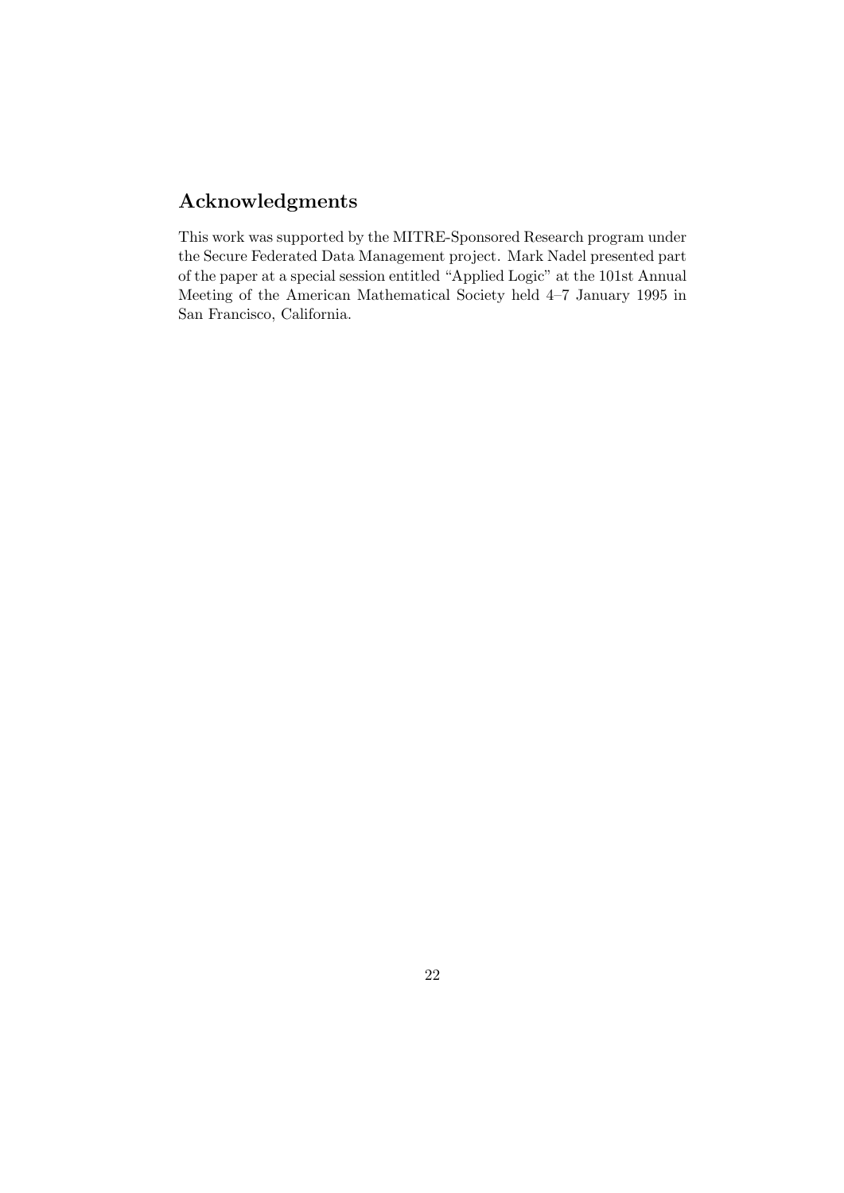## Acknowledgments

This work was supported by the MITRE-Sponsored Research program under the Secure Federated Data Management project. Mark Nadel presented part of the paper at a special session entitled "Applied Logic" at the 101st Annual Meeting of the American Mathematical Society held 4–7 January 1995 in San Francisco, California.